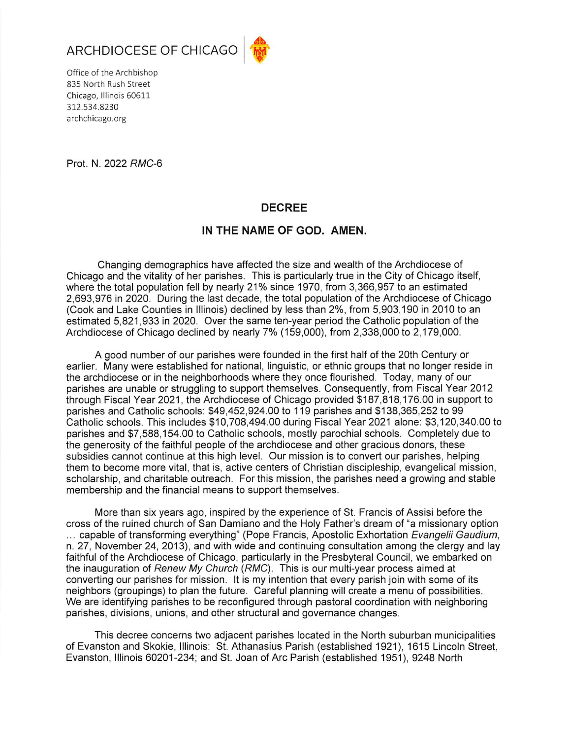ARCHDIOCESE OF CHICAGO

Office of the Archbishop
835 North Rush Street
Chicago, Illinois 60611
312.534.8230
archchicago.org

Prot. N. 2022 *RMC*-6

## DECREE

## IN THE NAME OF GOD. AMEN.

Changing demographics have affected the size and wealth of the Archdiocese of Chicago and the vitality of her parishes. This is particularly true in the City of Chicago itself, where the total population fell by nearly 21% since 1970, from 3,366,957 to an estimated 2,693,976 in 2020. During the last decade, the total population of the Archdiocese of Chicago (Cook and Lake Counties in Illinois) declined by less than 2%, from 5,903,190 in 2010 to an estimated 5,821,933 in 2020. Over the same ten-year period the Catholic population of the Archdiocese of Chicago declined by nearly 7% (159,000), from 2,338,000 to 2,179,000.

A good number of our parishes were founded in the first half of the 20th Century or earlier. Many were established for national, linguistic, or ethnic groups that no longer reside in the archdiocese or in the neighborhoods where they once flourished. Today, many of our parishes are unable or struggling to support themselves. Consequently, from Fiscal Year 2012 through Fiscal Year 2021, the Archdiocese of Chicago provided $187,818,176.00 in support to parishes and Catholic schools: $49,452,924.00 to 119 parishes and $138,365,252 to 99 Catholic schools. This includes $10,708,494.00 during Fiscal Year 2021 alone: $3,120,340.00 to parishes and $7,588,154.00 to Catholic schools, mostly parochial schools. Completely due to the generosity of the faithful people of the archdiocese and other gracious donors, these subsidies cannot continue at this high level. Our mission is to convert our parishes, helping them to become more vital, that is, active centers of Christian discipleship, evangelical mission, scholarship, and charitable outreach. For this mission, the parishes need a growing and stable membership and the financial means to support themselves.

More than six years ago, inspired by the experience of St. Francis of Assisi before the cross of the ruined church of San Damiano and the Holy Father's dream of "a missionary option ... capable of transforming everything" (Pope Francis, Apostolic Exhortation *Evangelii Gaudium*, n. 27, November 24, 2013), and with wide and continuing consultation among the clergy and lay faithful of the Archdiocese of Chicago, particularly in the Presbyteral Council, we embarked on the inauguration of *Renew My Church* (*RMC*). This is our multi-year process aimed at converting our parishes for mission. It is my intention that every parish join with some of its neighbors (groupings) to plan the future. Careful planning will create a menu of possibilities. We are identifying parishes to be reconfigured through pastoral coordination with neighboring parishes, divisions, unions, and other structural and governance changes.

This decree concerns two adjacent parishes located in the North suburban municipalities of Evanston and Skokie, Illinois: St. Athanasius Parish (established 1921), 1615 Lincoln Street, Evanston, Illinois 60201-234; and St. Joan of Arc Parish (established 1951), 9248 North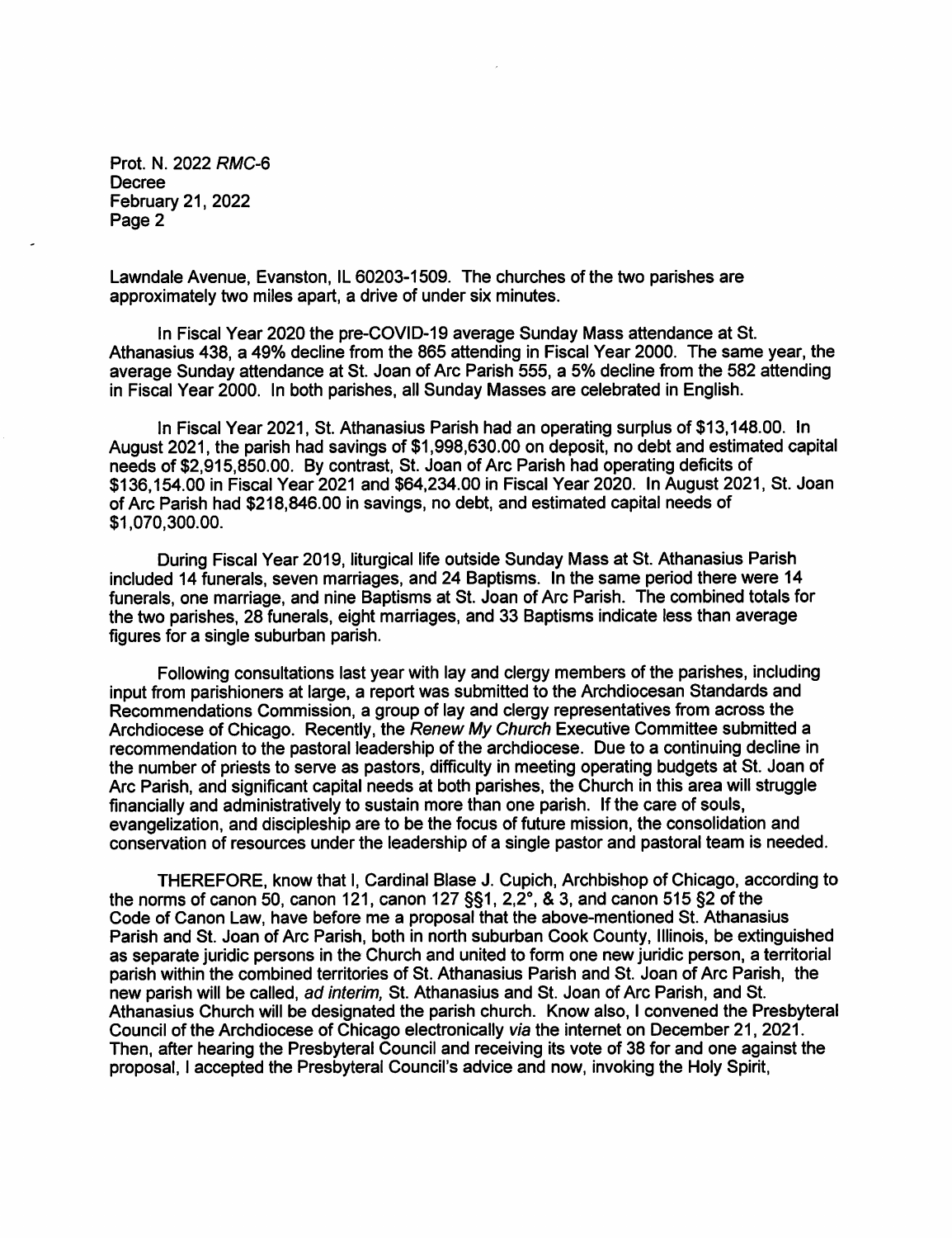Lawndale Avenue, Evanston, IL 60203-1509. The churches of the two parishes are approximately two miles apart, a drive of under six minutes.

In Fiscal Year 2020 the pre-COVID-19 average Sunday Mass attendance at St. Athanasius 438, a 49% decline from the 865 attending in Fiscal Year 2000. The same year, the average Sunday attendance at St. Joan of Arc Parish 555, a 5% decline from the 582 attending in Fiscal Year 2000. In both parishes, all Sunday Masses are celebrated in English.

In Fiscal Year 2021, St. Athanasius Parish had an operating surplus of $13,148.00. In August 2021, the parish had savings of $1,998,630.00 on deposit, no debt and estimated capital needs of $2,915,850.00. By contrast, St. Joan of Arc Parish had operating deficits of $136,154.00 in Fiscal Year 2021 and $64,234.00 in Fiscal Year 2020. In August 2021, St. Joan of Arc Parish had $218,846.00 in savings, no debt, and estimated capital needs of $1,070,300.00.

During Fiscal Year 2019, liturgical life outside Sunday Mass at St. Athanasius Parish included 14 funerals, seven marriages, and 24 Baptisms. In the same period there were 14 funerals, one marriage, and nine Baptisms at St. Joan of Arc Parish. The combined totals for the two parishes, 28 funerals, eight marriages, and 33 Baptisms indicate less than average figures for a single suburban parish.

Following consultations last year with lay and clergy members of the parishes, including input from parishioners at large, a report was submitted to the Archdiocesan Standards and Recommendations Commission, a group of lay and clergy representatives from across the Archdiocese of Chicago. Recently, the *Renew My Church* Executive Committee submitted a recommendation to the pastoral leadership of the archdiocese. Due to a continuing decline in the number of priests to serve as pastors, difficulty in meeting operating budgets at St. Joan of Arc Parish, and significant capital needs at both parishes, the Church in this area will struggle financially and administratively to sustain more than one parish. If the care of souls, evangelization, and discipleship are to be the focus of future mission, the consolidation and conservation of resources under the leadership of a single pastor and pastoral team is needed.

THEREFORE, know that I, Cardinal Blase J. Cupich, Archbishop of Chicago, according to the norms of canon 50, canon 121, canon 127 §§1, 2,2°, & 3, and canon 515 §2 of the Code of Canon Law, have before me a proposal that the above-mentioned St. Athanasius Parish and St. Joan of Arc Parish, both in north suburban Cook County, Illinois, be extinguished as separate juridic persons in the Church and united to form one new juridic person, a territorial parish within the combined territories of St. Athanasius Parish and St. Joan of Arc Parish, the new parish will be called, *ad interim,* St. Athanasius and St. Joan of Arc Parish, and St. Athanasius Church will be designated the parish church. Know also, I convened the Presbyteral Council of the Archdiocese of Chicago electronically *via* the internet on December 21, 2021. Then, after hearing the Presbyteral Council and receiving its vote of 38 for and one against the proposal, I accepted the Presbyteral Council's advice and now, invoking the Holy Spirit,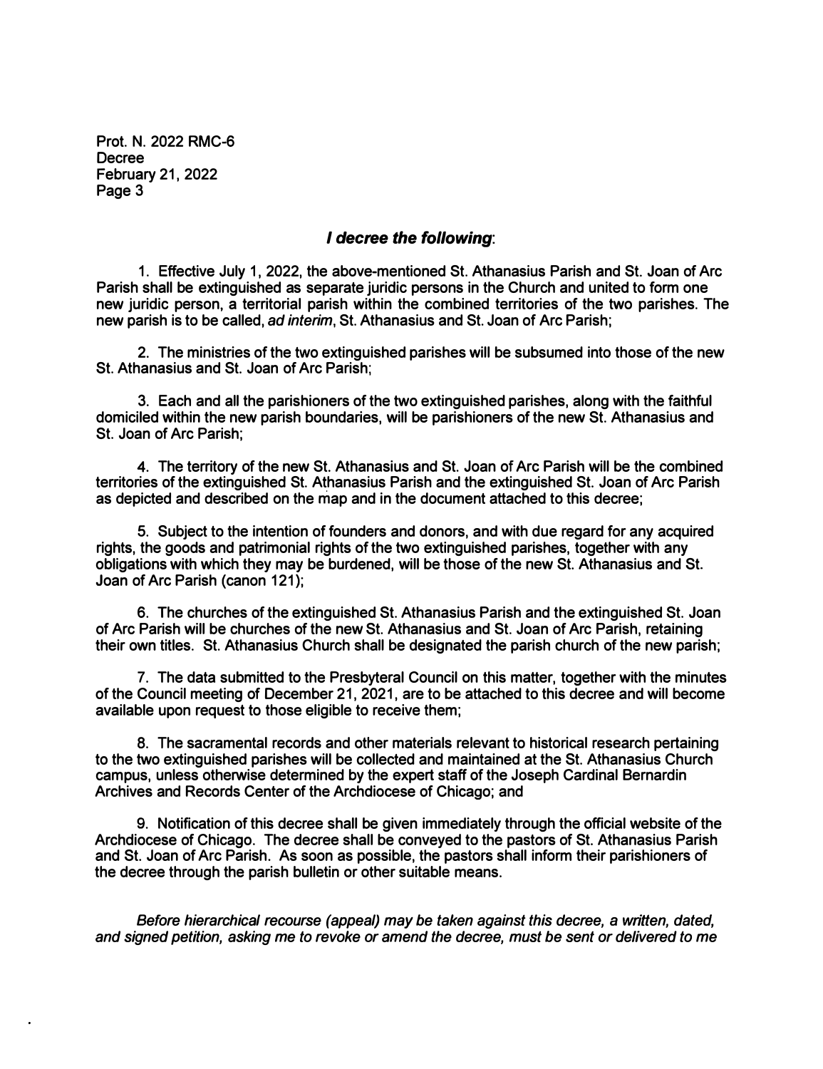Prot. N. 2022 RMC-6
Decree
February 21, 2022
Page 3

### *I decree the following*:

1. Effective July 1, 2022, the above-mentioned St. Athanasius Parish and St. Joan of Arc Parish shall be extinguished as separate juridic persons in the Church and united to form one new juridic person, a territorial parish within the combined territories of the two parishes. The new parish is to be called, *ad interim*, St. Athanasius and St. Joan of Arc Parish;

2. The ministries of the two extinguished parishes will be subsumed into those of the new St. Athanasius and St. Joan of Arc Parish;

3. Each and all the parishioners of the two extinguished parishes, along with the faithful domiciled within the new parish boundaries, will be parishioners of the new St. Athanasius and St. Joan of Arc Parish;

4. The territory of the new St. Athanasius and St. Joan of Arc Parish will be the combined territories of the extinguished St. Athanasius Parish and the extinguished St. Joan of Arc Parish as depicted and described on the map and in the document attached to this decree;

5. Subject to the intention of founders and donors, and with due regard for any acquired rights, the goods and patrimonial rights of the two extinguished parishes, together with any obligations with which they may be burdened, will be those of the new St. Athanasius and St. Joan of Arc Parish (canon 121);

6. The churches of the extinguished St. Athanasius Parish and the extinguished St. Joan of Arc Parish will be churches of the new St. Athanasius and St. Joan of Arc Parish, retaining their own titles. St. Athanasius Church shall be designated the parish church of the new parish;

7. The data submitted to the Presbyteral Council on this matter, together with the minutes of the Council meeting of December 21, 2021, are to be attached to this decree and will become available upon request to those eligible to receive them;

8. The sacramental records and other materials relevant to historical research pertaining to the two extinguished parishes will be collected and maintained at the St. Athanasius Church campus, unless otherwise determined by the expert staff of the Joseph Cardinal Bernardin Archives and Records Center of the Archdiocese of Chicago; and

9. Notification of this decree shall be given immediately through the official website of the Archdiocese of Chicago. The decree shall be conveyed to the pastors of St. Athanasius Parish and St. Joan of Arc Parish. As soon as possible, the pastors shall inform their parishioners of the decree through the parish bulletin or other suitable means.

*Before hierarchical recourse (appeal) may be taken against this decree, a written, dated, and signed petition, asking me to revoke or amend the decree, must be sent or delivered to me*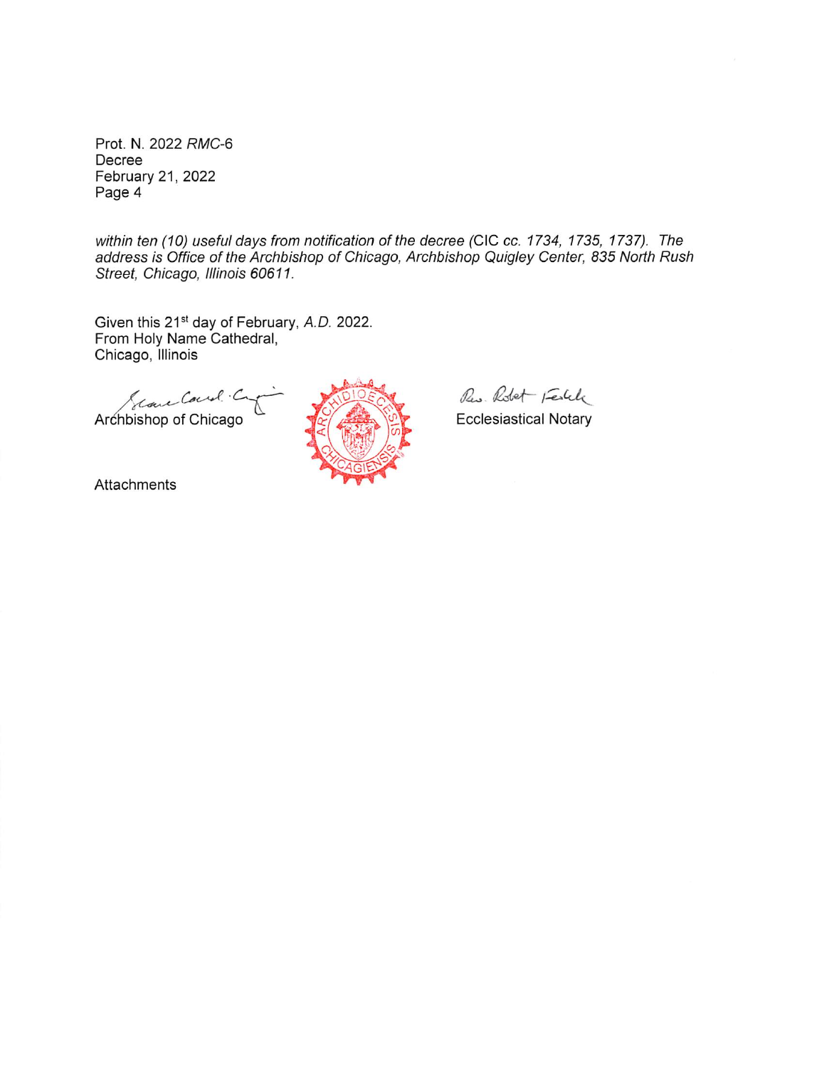*within ten (10) useful days from notification of the decree (CIC cc. 1734, 1735, 1737). The address is Office of the Archbishop of Chicago, Archbishop Quigley Center, 835 North Rush Street, Chicago, Illinois 60611.*

Given this 21st day of February, *A.D.* 2022.
From Holy Name Cathedral,
Chicago, Illinois

Archbishop of Chicago

Ecclesiastical Notary

Attachments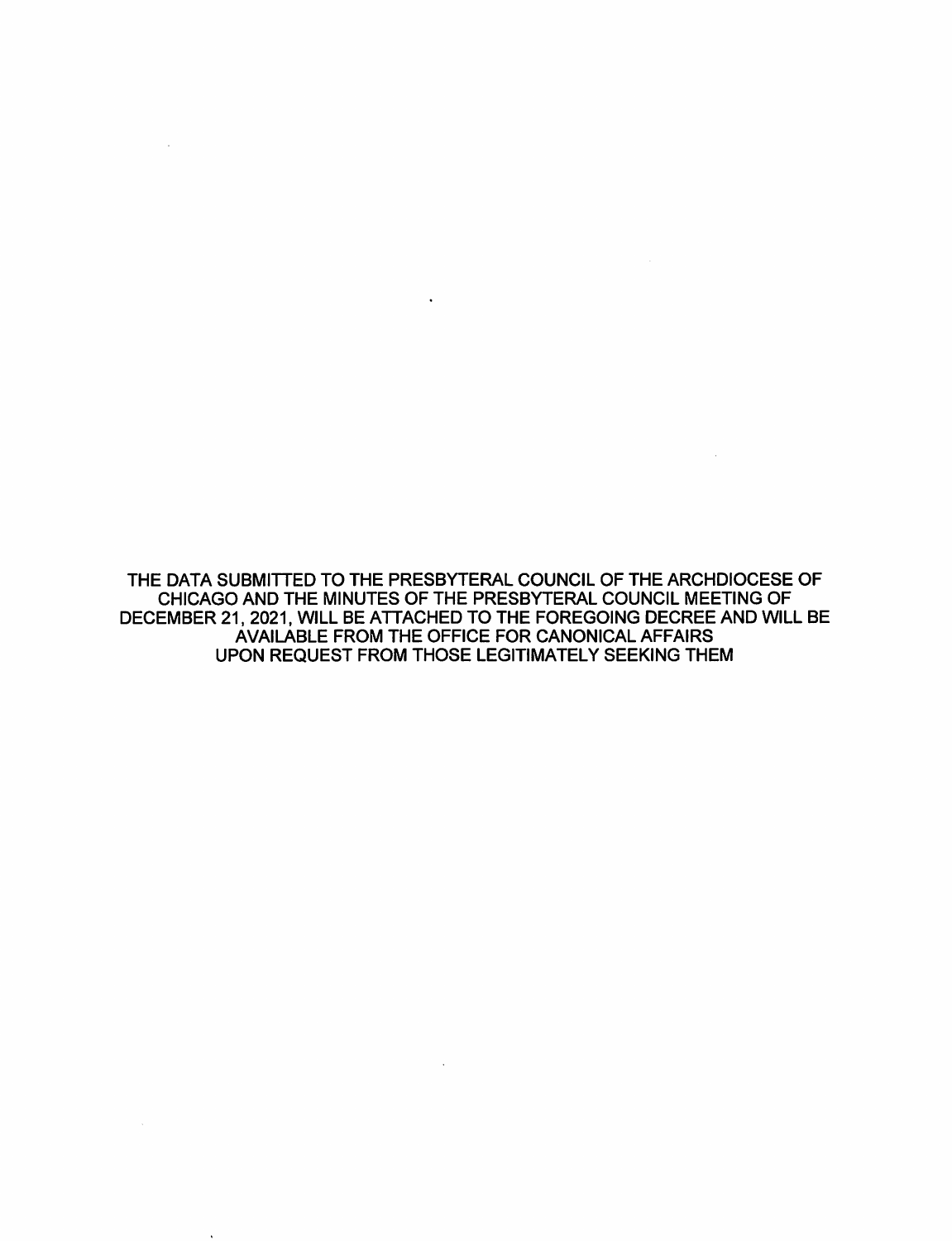THE DATA SUBMITTED TO THE PRESBYTERAL COUNCIL OF THE ARCHDIOCESE OF CHICAGO AND THE MINUTES OF THE PRESBYTERAL COUNCIL MEETING OF DECEMBER 21, 2021, WILL BE ATTACHED TO THE FOREGOING DECREE AND WILL BE AVAILABLE FROM THE OFFICE FOR CANONICAL AFFAIRS UPON REQUEST FROM THOSE LEGITIMATELY SEEKING THEM